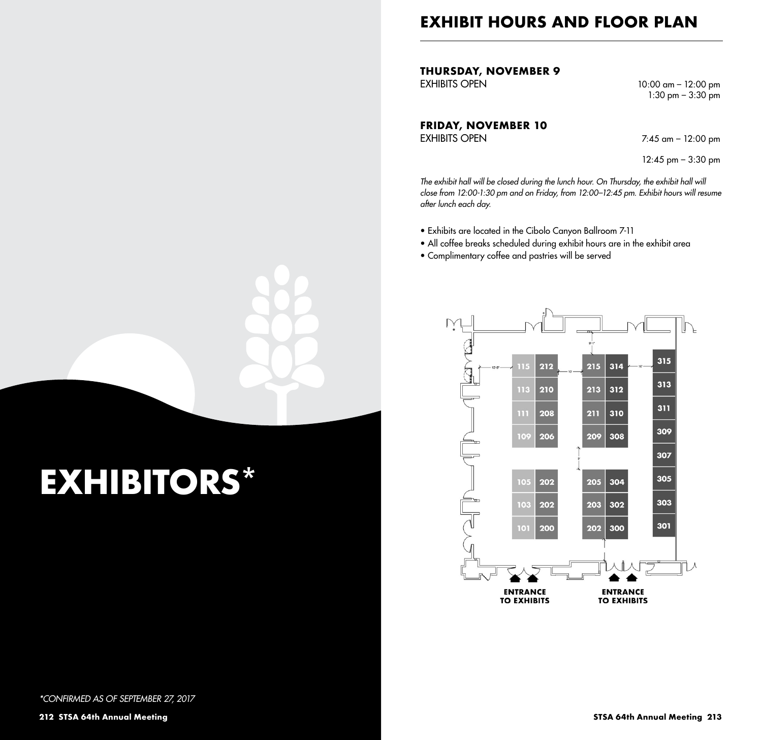# EXHIBITORS*

*\*CONFIRMED AS OF SEPTEMBER 27, 2017*

## EXHIBIT HOURS AND FLOOR PLAN

**THURSDAY, NOVEMBER 9**

EXHIBITS OPEN 10:00 am – 12:00 pm
1:30 pm – 3:30 pm

**FRIDAY, NOVEMBER 10**

EXHIBITS OPEN 7:45 am – 12:00 pm
12:45 pm – 3:30 pm

*The exhibit hall will be closed during the lunch hour. On Thursday, the exhibit hall will close from 12:00-1:30 pm and on Friday, from 12:00–12:45 pm. Exhibit hours will resume after lunch each day.*

- Exhibits are located in the Cibolo Canyon Ballroom 7-11
- All coffee breaks scheduled during exhibit hours are in the exhibit area
- Complimentary coffee and pastries will be served

115 212 215 314 315
113 210 213 312 313
111 208 211 310 311
109 206 209 308 309
307
105 202 205 304 305
103 202 203 302 303
101 200 202 300 301

**ENTRANCE TO EXHIBITS** **ENTRANCE TO EXHIBITS**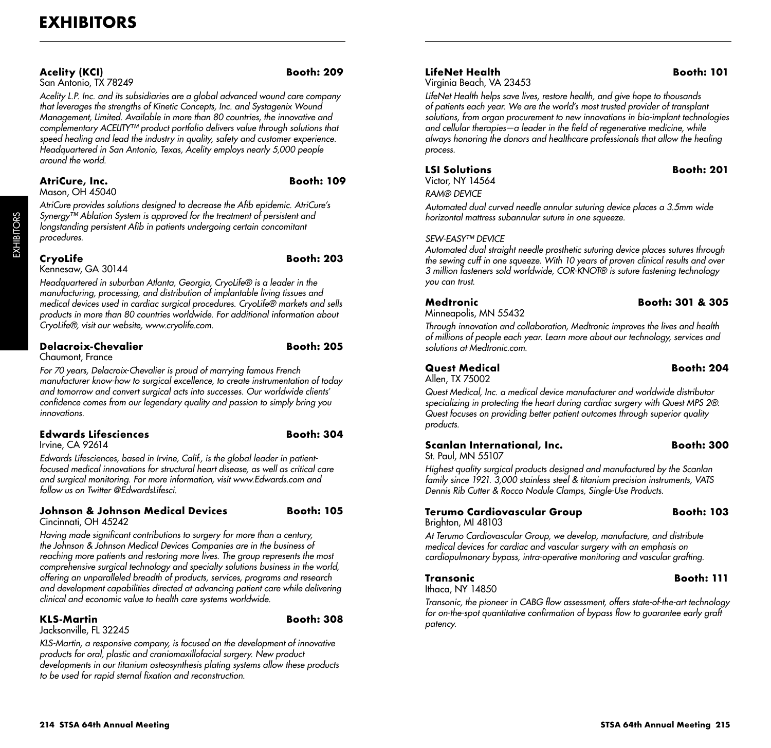# EXHIBITORS

**Acelity (KCI)** **Booth: 209**
San Antonio, TX 78249

*Acelity L.P. Inc. and its subsidiaries are a global advanced wound care company that leverages the strengths of Kinetic Concepts, Inc. and Systagenix Wound Management, Limited. Available in more than 80 countries, the innovative and complementary ACELITY™ product portfolio delivers value through solutions that speed healing and lead the industry in quality, safety and customer experience. Headquartered in San Antonio, Texas, Acelity employs nearly 5,000 people around the world.*

**AtriCure, Inc.** **Booth: 109**
Mason, OH 45040

*AtriCure provides solutions designed to decrease the Afib epidemic. AtriCure's Synergy™ Ablation System is approved for the treatment of persistent and longstanding persistent Afib in patients undergoing certain concomitant procedures.*

**CryoLife** **Booth: 203**
Kennesaw, GA 30144

*Headquartered in suburban Atlanta, Georgia, CryoLife® is a leader in the manufacturing, processing, and distribution of implantable living tissues and medical devices used in cardiac surgical procedures. CryoLife® markets and sells products in more than 80 countries worldwide. For additional information about CryoLife®, visit our website, www.cryolife.com.*

**Delacroix-Chevalier** **Booth: 205**
Chaumont, France

*For 70 years, Delacroix-Chevalier is proud of marrying famous French manufacturer know-how to surgical excellence, to create instrumentation of today and tomorrow and convert surgical acts into successes. Our worldwide clients' confidence comes from our legendary quality and passion to simply bring you innovations.*

**Edwards Lifesciences** **Booth: 304**
Irvine, CA 92614

*Edwards Lifesciences, based in Irvine, Calif., is the global leader in patient-focused medical innovations for structural heart disease, as well as critical care and surgical monitoring. For more information, visit www.Edwards.com and follow us on Twitter @EdwardsLifesci.*

**Johnson & Johnson Medical Devices** **Booth: 105**
Cincinnati, OH 45242

*Having made significant contributions to surgery for more than a century, the Johnson & Johnson Medical Devices Companies are in the business of reaching more patients and restoring more lives. The group represents the most comprehensive surgical technology and specialty solutions business in the world, offering an unparalleled breadth of products, services, programs and research and development capabilities directed at advancing patient care while delivering clinical and economic value to health care systems worldwide.*

**KLS-Martin** **Booth: 308**
Jacksonville, FL 32245

*KLS-Martin, a responsive company, is focused on the development of innovative products for oral, plastic and craniomaxillofacial surgery. New product developments in our titanium osteosynthesis plating systems allow these products to be used for rapid sternal fixation and reconstruction.*

**LifeNet Health** **Booth: 101**
Virginia Beach, VA 23453

*LifeNet Health helps save lives, restore health, and give hope to thousands of patients each year. We are the world's most trusted provider of transplant solutions, from organ procurement to new innovations in bio-implant technologies and cellular therapies—a leader in the field of regenerative medicine, while always honoring the donors and healthcare professionals that allow the healing process.*

**LSI Solutions** **Booth: 201**
Victor, NY 14564

*RAM® DEVICE*

*Automated dual curved needle annular suturing device places a 3.5mm wide horizontal mattress subannular suture in one squeeze.*

*SEW-EASY™ DEVICE*
*Automated dual straight needle prosthetic suturing device places sutures through the sewing cuff in one squeeze. With 10 years of proven clinical results and over 3 million fasteners sold worldwide, COR-KNOT® is suture fastening technology you can trust.*

**Medtronic** **Booth: 301 & 305**
Minneapolis, MN 55432

*Through innovation and collaboration, Medtronic improves the lives and health of millions of people each year. Learn more about our technology, services and solutions at Medtronic.com.*

**Quest Medical** **Booth: 204**
Allen, TX 75002

*Quest Medical, Inc. a medical device manufacturer and worldwide distributor specializing in protecting the heart during cardiac surgery with Quest MPS 2®. Quest focuses on providing better patient outcomes through superior quality products.*

**Scanlan International, Inc.** **Booth: 300**
St. Paul, MN 55107

*Highest quality surgical products designed and manufactured by the Scanlan family since 1921. 3,000 stainless steel & titanium precision instruments, VATS Dennis Rib Cutter & Rocco Nodule Clamps, Single-Use Products.*

**Terumo Cardiovascular Group** **Booth: 103**
Brighton, MI 48103

*At Terumo Cardiovascular Group, we develop, manufacture, and distribute medical devices for cardiac and vascular surgery with an emphasis on cardiopulmonary bypass, intra-operative monitoring and vascular grafting.*

**Transonic** **Booth: 111**
Ithaca, NY 14850

*Transonic, the pioneer in CABG flow assessment, offers state-of-the-art technology for on-the-spot quantitative confirmation of bypass flow to guarantee early graft patency.*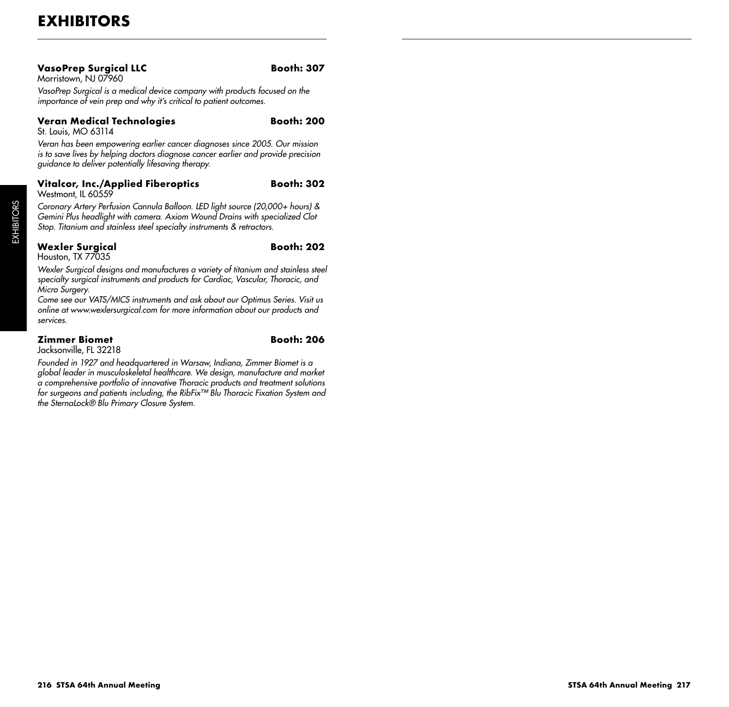# EXHIBITORS

**VasoPrep Surgical LLC** **Booth: 307**
Morristown, NJ 07960

*VasoPrep Surgical is a medical device company with products focused on the importance of vein prep and why it's critical to patient outcomes.*

**Veran Medical Technologies** **Booth: 200**
St. Louis, MO 63114

*Veran has been empowering earlier cancer diagnoses since 2005. Our mission is to save lives by helping doctors diagnose cancer earlier and provide precision guidance to deliver potentially lifesaving therapy.*

**Vitalcor, Inc./Applied Fiberoptics** **Booth: 302**
Westmont, IL 60559

*Coronary Artery Perfusion Cannula Balloon. LED light source (20,000+ hours) & Gemini Plus headlight with camera. Axiom Wound Drains with specialized Clot Stop. Titanium and stainless steel specialty instruments & retractors.*

**Wexler Surgical** **Booth: 202**
Houston, TX 77035

*Wexler Surgical designs and manufactures a variety of titanium and stainless steel specialty surgical instruments and products for Cardiac, Vascular, Thoracic, and Micro Surgery.*
*Come see our VATS/MICS instruments and ask about our Optimus Series. Visit us online at www.wexlersurgical.com for more information about our products and services.*

**Zimmer Biomet** **Booth: 206**
Jacksonville, FL 32218

*Founded in 1927 and headquartered in Warsaw, Indiana, Zimmer Biomet is a global leader in musculoskeletal healthcare. We design, manufacture and market a comprehensive portfolio of innovative Thoracic products and treatment solutions for surgeons and patients including, the RibFix™ Blu Thoracic Fixation System and the SternaLock® Blu Primary Closure System.*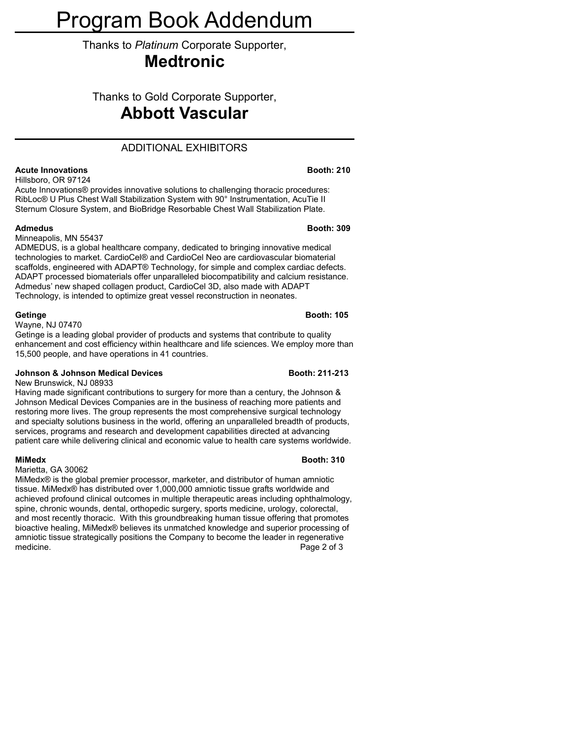# Program Book Addendum

Thanks to *Platinum* Corporate Supporter,

## Medtronic

Thanks to Gold Corporate Supporter,

## Abbott Vascular

---

ADDITIONAL EXHIBITORS

**Acute Innovations** **Booth: 210**
Hillsboro, OR 97124
Acute Innovations® provides innovative solutions to challenging thoracic procedures: RibLoc® U Plus Chest Wall Stabilization System with 90° Instrumentation, AcuTie II Sternum Closure System, and BioBridge Resorbable Chest Wall Stabilization Plate.

**Admedus** **Booth: 309**
Minneapolis, MN 55437
ADMEDUS, is a global healthcare company, dedicated to bringing innovative medical technologies to market. CardioCel® and CardioCel Neo are cardiovascular biomaterial scaffolds, engineered with ADAPT® Technology, for simple and complex cardiac defects. ADAPT processed biomaterials offer unparalleled biocompatibility and calcium resistance. Admedus' new shaped collagen product, CardioCel 3D, also made with ADAPT Technology, is intended to optimize great vessel reconstruction in neonates.

**Getinge** **Booth: 105**
Wayne, NJ 07470
Getinge is a leading global provider of products and systems that contribute to quality enhancement and cost efficiency within healthcare and life sciences. We employ more than 15,500 people, and have operations in 41 countries.

**Johnson & Johnson Medical Devices** **Booth: 211-213**
New Brunswick, NJ 08933
Having made significant contributions to surgery for more than a century, the Johnson & Johnson Medical Devices Companies are in the business of reaching more patients and restoring more lives. The group represents the most comprehensive surgical technology and specialty solutions business in the world, offering an unparalleled breadth of products, services, programs and research and development capabilities directed at advancing patient care while delivering clinical and economic value to health care systems worldwide.

**MiMedx** **Booth: 310**
Marietta, GA 30062
MiMedx® is the global premier processor, marketer, and distributor of human amniotic tissue. MiMedx® has distributed over 1,000,000 amniotic tissue grafts worldwide and achieved profound clinical outcomes in multiple therapeutic areas including ophthalmology, spine, chronic wounds, dental, orthopedic surgery, sports medicine, urology, colorectal, and most recently thoracic. With this groundbreaking human tissue offering that promotes bioactive healing, MiMedx® believes its unmatched knowledge and superior processing of amniotic tissue strategically positions the Company to become the leader in regenerative medicine.